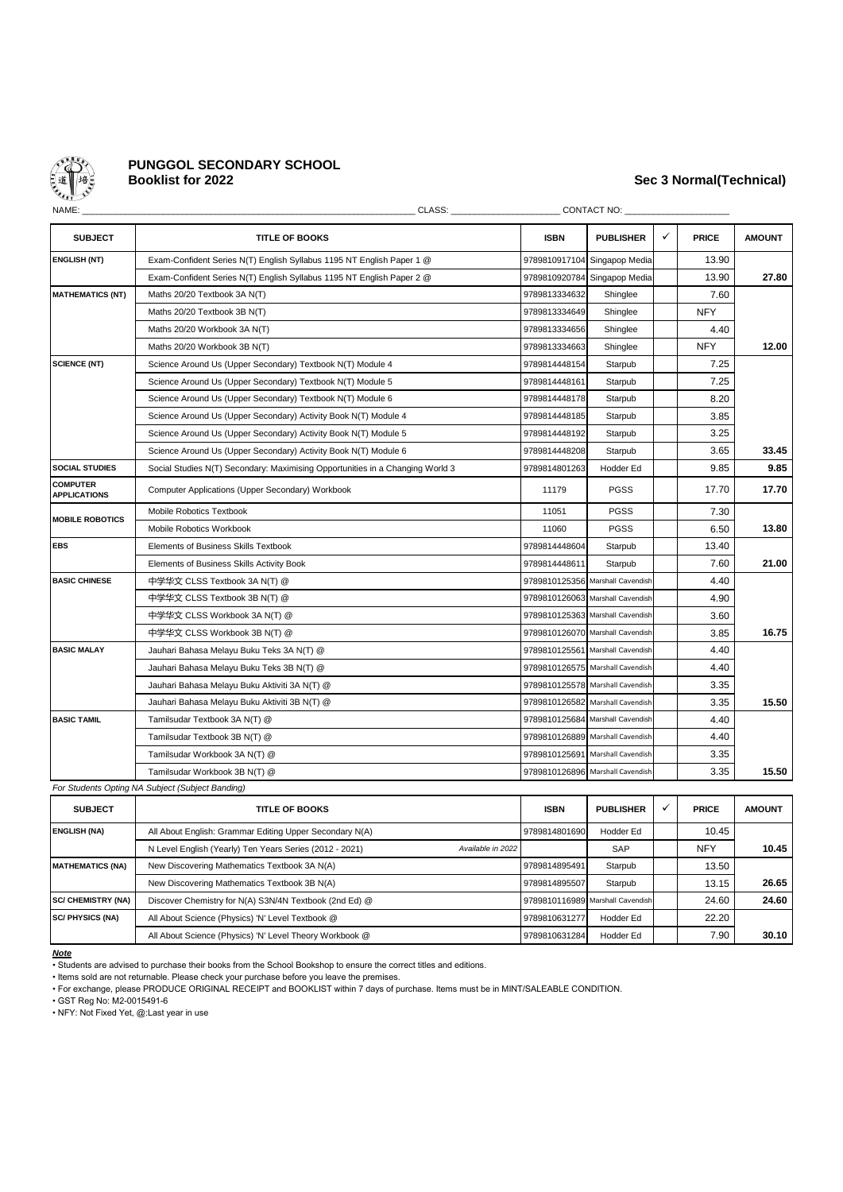# PUNGGOL SECONDARY SCHOOL

## Booklist for 2022

**Sec 3 Normal(Technical)**

NAME: ______________________________ CLASS: ______________ CONTACT NO: ______________

| SUBJECT | TITLE OF BOOKS | ISBN | PUBLISHER | ✓ | PRICE | AMOUNT |
|---|---|---|---|---|---|---|
| ENGLISH (NT) | Exam-Confident Series N(T) English Syllabus 1195 NT English Paper 1 @ | 9789810917104 | Singapop Media | | 13.90 | |
| | Exam-Confident Series N(T) English Syllabus 1195 NT English Paper 2 @ | 9789810920784 | Singapop Media | | 13.90 | 27.80 |
| MATHEMATICS (NT) | Maths 20/20 Textbook 3A N(T) | 9789813334632 | Shinglee | | 7.60 | |
| | Maths 20/20 Textbook 3B N(T) | 9789813334649 | Shinglee | | NFY | |
| | Maths 20/20 Workbook 3A N(T) | 9789813334656 | Shinglee | | 4.40 | |
| | Maths 20/20 Workbook 3B N(T) | 9789813334663 | Shinglee | | NFY | 12.00 |
| SCIENCE (NT) | Science Around Us (Upper Secondary) Textbook N(T) Module 4 | 9789814448154 | Starpub | | 7.25 | |
| | Science Around Us (Upper Secondary) Textbook N(T) Module 5 | 9789814448161 | Starpub | | 7.25 | |
| | Science Around Us (Upper Secondary) Textbook N(T) Module 6 | 9789814448178 | Starpub | | 8.20 | |
| | Science Around Us (Upper Secondary) Activity Book N(T) Module 4 | 9789814448185 | Starpub | | 3.85 | |
| | Science Around Us (Upper Secondary) Activity Book N(T) Module 5 | 9789814448192 | Starpub | | 3.25 | |
| | Science Around Us (Upper Secondary) Activity Book N(T) Module 6 | 9789814448208 | Starpub | | 3.65 | 33.45 |
| SOCIAL STUDIES | Social Studies N(T) Secondary: Maximising Opportunities in a Changing World 3 | 9789814801263 | Hodder Ed | | 9.85 | 9.85 |
| COMPUTER APPLICATIONS | Computer Applications (Upper Secondary) Workbook | 11179 | PGSS | | 17.70 | 17.70 |
| MOBILE ROBOTICS | Mobile Robotics Textbook | 11051 | PGSS | | 7.30 | |
| | Mobile Robotics Workbook | 11060 | PGSS | | 6.50 | 13.80 |
| EBS | Elements of Business Skills Textbook | 9789814448604 | Starpub | | 13.40 | |
| | Elements of Business Skills Activity Book | 9789814448611 | Starpub | | 7.60 | 21.00 |
| BASIC CHINESE | 中学华文 CLSS Textbook 3A N(T) @ | 9789810125356 | Marshall Cavendish | | 4.40 | |
| | 中学华文 CLSS Textbook 3B N(T) @ | 9789810126063 | Marshall Cavendish | | 4.90 | |
| | 中学华文 CLSS Workbook 3A N(T) @ | 9789810125363 | Marshall Cavendish | | 3.60 | |
| | 中学华文 CLSS Workbook 3B N(T) @ | 9789810126070 | Marshall Cavendish | | 3.85 | 16.75 |
| BASIC MALAY | Jauhari Bahasa Melayu Buku Teks 3A N(T) @ | 9789810125561 | Marshall Cavendish | | 4.40 | |
| | Jauhari Bahasa Melayu Buku Teks 3B N(T) @ | 9789810126575 | Marshall Cavendish | | 4.40 | |
| | Jauhari Bahasa Melayu Buku Aktiviti 3A N(T) @ | 9789810125578 | Marshall Cavendish | | 3.35 | |
| | Jauhari Bahasa Melayu Buku Aktiviti 3B N(T) @ | 9789810126582 | Marshall Cavendish | | 3.35 | 15.50 |
| BASIC TAMIL | Tamilsudar Textbook 3A N(T) @ | 9789810125684 | Marshall Cavendish | | 4.40 | |
| | Tamilsudar Textbook 3B N(T) @ | 9789810126889 | Marshall Cavendish | | 4.40 | |
| | Tamilsudar Workbook 3A N(T) @ | 9789810125691 | Marshall Cavendish | | 3.35 | |
| | Tamilsudar Workbook 3B N(T) @ | 9789810126896 | Marshall Cavendish | | 3.35 | 15.50 |

*For Students Opting NA Subject (Subject Banding)*

| SUBJECT | TITLE OF BOOKS | ISBN | PUBLISHER | ✓ | PRICE | AMOUNT |
|---|---|---|---|---|---|---|
| ENGLISH (NA) | All About English: Grammar Editing Upper Secondary N(A) | 9789814801690 | Hodder Ed | | 10.45 | |
| | N Level English (Yearly) Ten Years Series (2012 - 2021) *Available in 2022* | | SAP | | NFY | 10.45 |
| MATHEMATICS (NA) | New Discovering Mathematics Textbook 3A N(A) | 9789814895491 | Starpub | | 13.50 | |
| | New Discovering Mathematics Textbook 3B N(A) | 9789814895507 | Starpub | | 13.15 | 26.65 |
| SC/ CHEMISTRY (NA) | Discover Chemistry for N(A) S3N/4N Textbook (2nd Ed) @ | 9789810116989 | Marshall Cavendish | | 24.60 | 24.60 |
| SC/ PHYSICS (NA) | All About Science (Physics) 'N' Level Textbook @ | 9789810631277 | Hodder Ed | | 22.20 | |
| | All About Science (Physics) 'N' Level Theory Workbook @ | 9789810631284 | Hodder Ed | | 7.90 | 30.10 |

***Note***

- Students are advised to purchase their books from the School Bookshop to ensure the correct titles and editions.
- Items sold are not returnable. Please check your purchase before you leave the premises.
- For exchange, please PRODUCE ORIGINAL RECEIPT and BOOKLIST within 7 days of purchase. Items must be in MINT/SALEABLE CONDITION.
- GST Reg No: M2-0015491-6
- NFY: Not Fixed Yet, @:Last year in use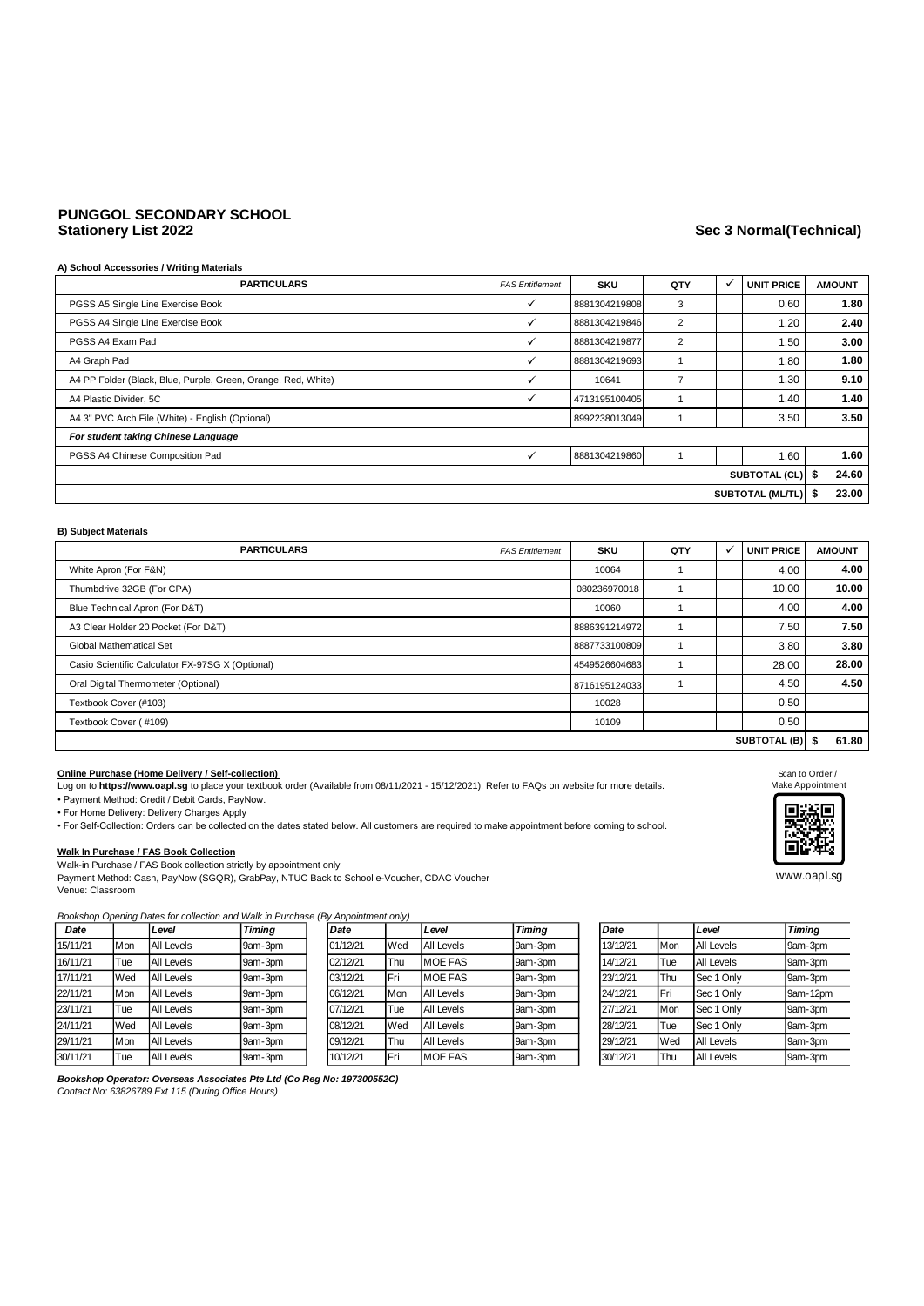# PUNGGOL SECONDARY SCHOOL

## Stationery List 2022

**Sec 3 Normal(Technical)**

**A) School Accessories / Writing Materials**

| PARTICULARS | FAS Entitlement | SKU | QTY | ✓ | UNIT PRICE | AMOUNT |
|---|---|---|---|---|---|---|
| PGSS A5 Single Line Exercise Book | ✓ | 8881304219808 | 3 | | 0.60 | **1.80** |
| PGSS A4 Single Line Exercise Book | ✓ | 8881304219846 | 2 | | 1.20 | **2.40** |
| PGSS A4 Exam Pad | ✓ | 8881304219877 | 2 | | 1.50 | **3.00** |
| A4 Graph Pad | ✓ | 8881304219693 | 1 | | 1.80 | **1.80** |
| A4 PP Folder (Black, Blue, Purple, Green, Orange, Red, White) | ✓ | 10641 | 7 | | 1.30 | **9.10** |
| A4 Plastic Divider, 5C | ✓ | 4713195100405 | 1 | | 1.40 | **1.40** |
| A4 3" PVC Arch File (White) - English (Optional) | | 8992238013049 | 1 | | 3.50 | **3.50** |
| ***For student taking Chinese Language*** | | | | | | |
| PGSS A4 Chinese Composition Pad | ✓ | 8881304219860 | 1 | | 1.60 | **1.60** |
| | | | | | **SUBTOTAL (CL) $** | **24.60** |
| | | | | | **SUBTOTAL (ML/TL) $** | **23.00** |

**B) Subject Materials**

| PARTICULARS | FAS Entitlement | SKU | QTY | ✓ | UNIT PRICE | AMOUNT |
|---|---|---|---|---|---|---|
| White Apron (For F&N) | | 10064 | 1 | | 4.00 | **4.00** |
| Thumbdrive 32GB (For CPA) | | 080236970018 | 1 | | 10.00 | **10.00** |
| Blue Technical Apron (For D&T) | | 10060 | 1 | | 4.00 | **4.00** |
| A3 Clear Holder 20 Pocket (For D&T) | | 8886391214972 | 1 | | 7.50 | **7.50** |
| Global Mathematical Set | | 8887733100809 | 1 | | 3.80 | **3.80** |
| Casio Scientific Calculator FX-97SG X (Optional) | | 4549526604683 | 1 | | 28.00 | **28.00** |
| Oral Digital Thermometer (Optional) | | 8716195124033 | 1 | | 4.50 | **4.50** |
| Textbook Cover (#103) | | 10028 | | | 0.50 | |
| Textbook Cover ( #109) | | 10109 | | | 0.50 | |
| | | | | | **SUBTOTAL (B) $** | **61.80** |

**Online Purchase (Home Delivery / Self-collection)**

Log on to **https://www.oapl.sg** to place your textbook order (Available from 08/11/2021 - 15/12/2021). Refer to FAQs on website for more details.

- Payment Method: Credit / Debit Cards, PayNow.
- For Home Delivery: Delivery Charges Apply
- For Self-Collection: Orders can be collected on the dates stated below. All customers are required to make appointment before coming to school.

Scan to Order / Make Appointment

www.oapl.sg

**Walk In Purchase / FAS Book Collection**

Walk-in Purchase / FAS Book collection strictly by appointment only

Payment Method: Cash, PayNow (SGQR), GrabPay, NTUC Back to School e-Voucher, CDAC Voucher

Venue: Classroom

*Bookshop Opening Dates for collection and Walk in Purchase (By Appointment only)*

| Date | | Level | Timing | Date | | Level | Timing | Date | | Level | Timing |
|---|---|---|---|---|---|---|---|---|---|---|---|
| 15/11/21 | Mon | All Levels | 9am-3pm | 01/12/21 | Wed | All Levels | 9am-3pm | 13/12/21 | Mon | All Levels | 9am-3pm |
| 16/11/21 | Tue | All Levels | 9am-3pm | 02/12/21 | Thu | MOE FAS | 9am-3pm | 14/12/21 | Tue | All Levels | 9am-3pm |
| 17/11/21 | Wed | All Levels | 9am-3pm | 03/12/21 | Fri | MOE FAS | 9am-3pm | 23/12/21 | Thu | Sec 1 Only | 9am-3pm |
| 22/11/21 | Mon | All Levels | 9am-3pm | 06/12/21 | Mon | All Levels | 9am-3pm | 24/12/21 | Fri | Sec 1 Only | 9am-12pm |
| 23/11/21 | Tue | All Levels | 9am-3pm | 07/12/21 | Tue | All Levels | 9am-3pm | 27/12/21 | Mon | Sec 1 Only | 9am-3pm |
| 24/11/21 | Wed | All Levels | 9am-3pm | 08/12/21 | Wed | All Levels | 9am-3pm | 28/12/21 | Tue | Sec 1 Only | 9am-3pm |
| 29/11/21 | Mon | All Levels | 9am-3pm | 09/12/21 | Thu | All Levels | 9am-3pm | 29/12/21 | Wed | All Levels | 9am-3pm |
| 30/11/21 | Tue | All Levels | 9am-3pm | 10/12/21 | Fri | MOE FAS | 9am-3pm | 30/12/21 | Thu | All Levels | 9am-3pm |

***Bookshop Operator: Overseas Associates Pte Ltd (Co Reg No: 197300552C)***

*Contact No: 63826789 Ext 115 (During Office Hours)*